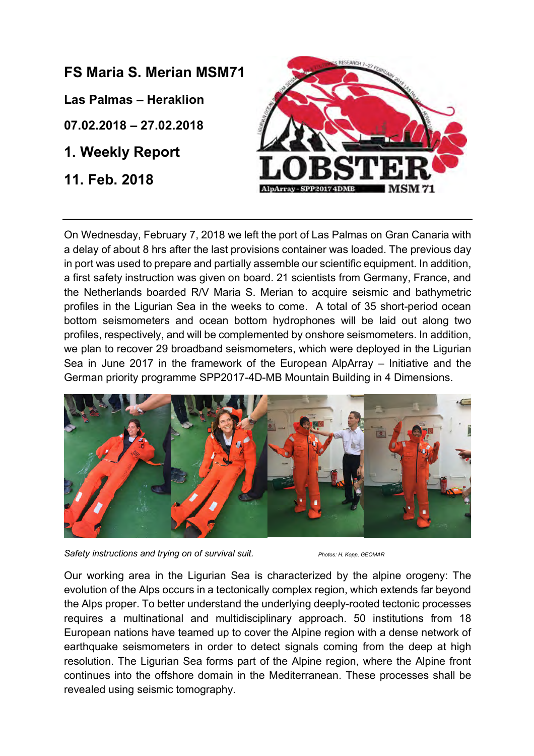# FS Maria S. Merian MSM71

**Las Palmas – Heraklion**

**07.02.2018 – 27.02.2018**

## 1. Weekly Report

**11. Feb. 2018**

---

On Wednesday, February 7, 2018 we left the port of Las Palmas on Gran Canaria with a delay of about 8 hrs after the last provisions container was loaded. The previous day in port was used to prepare and partially assemble our scientific equipment. In addition, a first safety instruction was given on board. 21 scientists from Germany, France, and the Netherlands boarded R/V Maria S. Merian to acquire seismic and bathymetric profiles in the Ligurian Sea in the weeks to come. A total of 35 short-period ocean bottom seismometers and ocean bottom hydrophones will be laid out along two profiles, respectively, and will be complemented by onshore seismometers. In addition, we plan to recover 29 broadband seismometers, which were deployed in the Ligurian Sea in June 2017 in the framework of the European AlpArray – Initiative and the German priority programme SPP2017-4D-MB Mountain Building in 4 Dimensions.

*Safety instructions and trying on of survival suit.* Photos: H. Kopp, GEOMAR

Our working area in the Ligurian Sea is characterized by the alpine orogeny: The evolution of the Alps occurs in a tectonically complex region, which extends far beyond the Alps proper. To better understand the underlying deeply-rooted tectonic processes requires a multinational and multidisciplinary approach. 50 institutions from 18 European nations have teamed up to cover the Alpine region with a dense network of earthquake seismometers in order to detect signals coming from the deep at high resolution. The Ligurian Sea forms part of the Alpine region, where the Alpine front continues into the offshore domain in the Mediterranean. These processes shall be revealed using seismic tomography.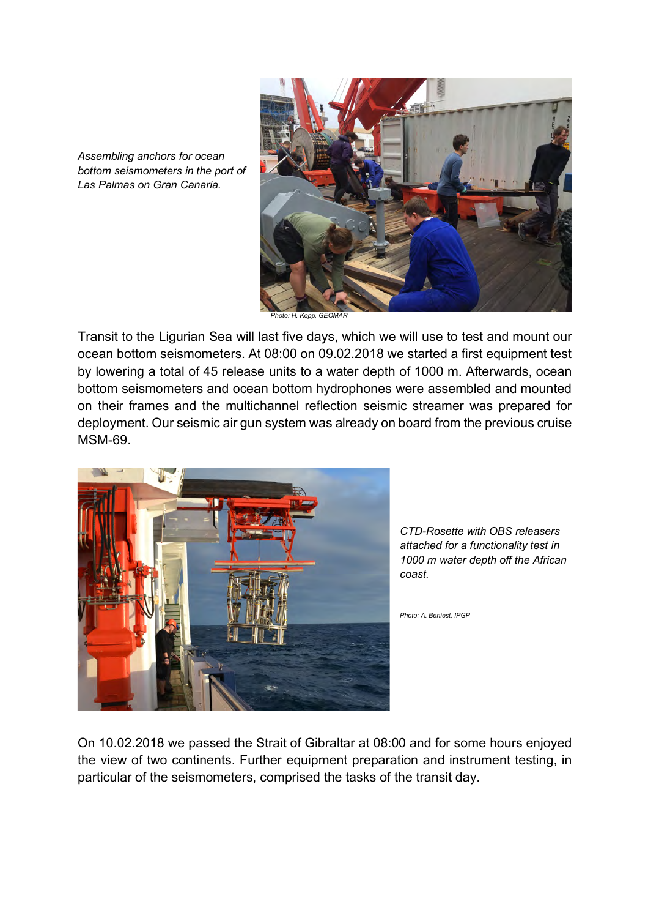*Assembling anchors for ocean bottom seismometers in the port of Las Palmas on Gran Canaria.*

*Photo: H. Kopp, GEOMAR*

Transit to the Ligurian Sea will last five days, which we will use to test and mount our ocean bottom seismometers. At 08:00 on 09.02.2018 we started a first equipment test by lowering a total of 45 release units to a water depth of 1000 m. Afterwards, ocean bottom seismometers and ocean bottom hydrophones were assembled and mounted on their frames and the multichannel reflection seismic streamer was prepared for deployment. Our seismic air gun system was already on board from the previous cruise MSM-69.

*CTD-Rosette with OBS releasers attached for a functionality test in 1000 m water depth off the African coast.*

*Photo: A. Beniest, IPGP*

On 10.02.2018 we passed the Strait of Gibraltar at 08:00 and for some hours enjoyed the view of two continents. Further equipment preparation and instrument testing, in particular of the seismometers, comprised the tasks of the transit day.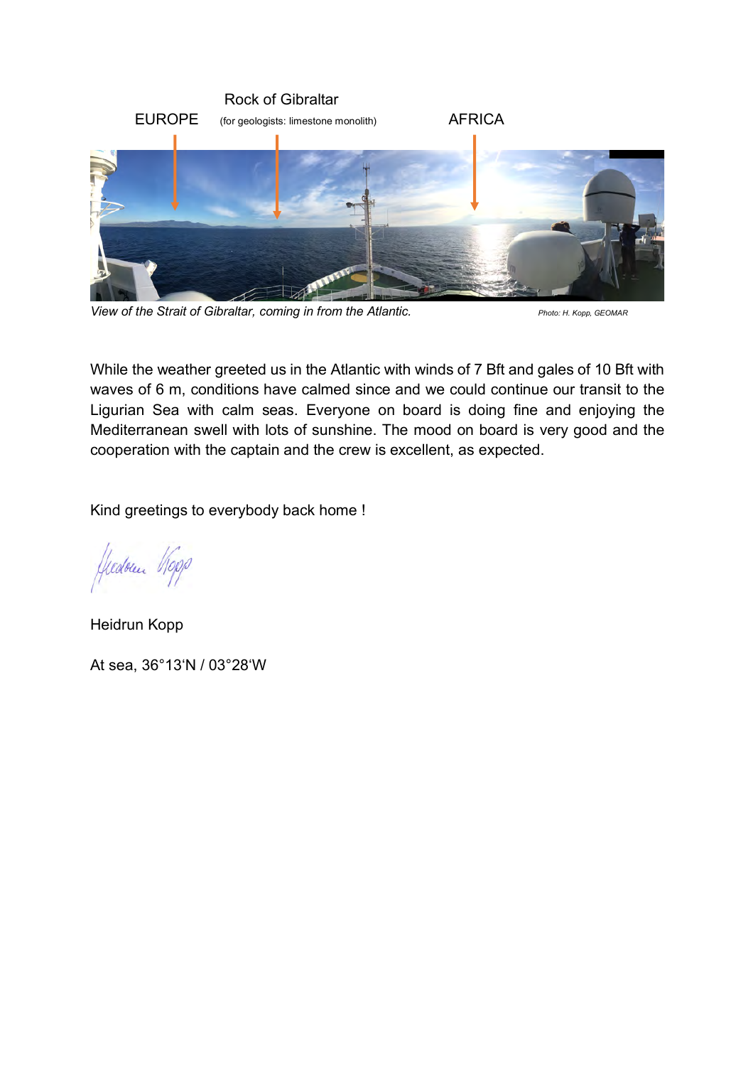Rock of Gibraltar

EUROPE (for geologists: limestone monolith) AFRICA

*View of the Strait of Gibraltar, coming in from the Atlantic.* *Photo: H. Kopp, GEOMAR*

While the weather greeted us in the Atlantic with winds of 7 Bft and gales of 10 Bft with waves of 6 m, conditions have calmed since and we could continue our transit to the Ligurian Sea with calm seas. Everyone on board is doing fine and enjoying the Mediterranean swell with lots of sunshine. The mood on board is very good and the cooperation with the captain and the crew is excellent, as expected.

Kind greetings to everybody back home !

Heidrun Kopp

At sea, 36°13'N / 03°28'W